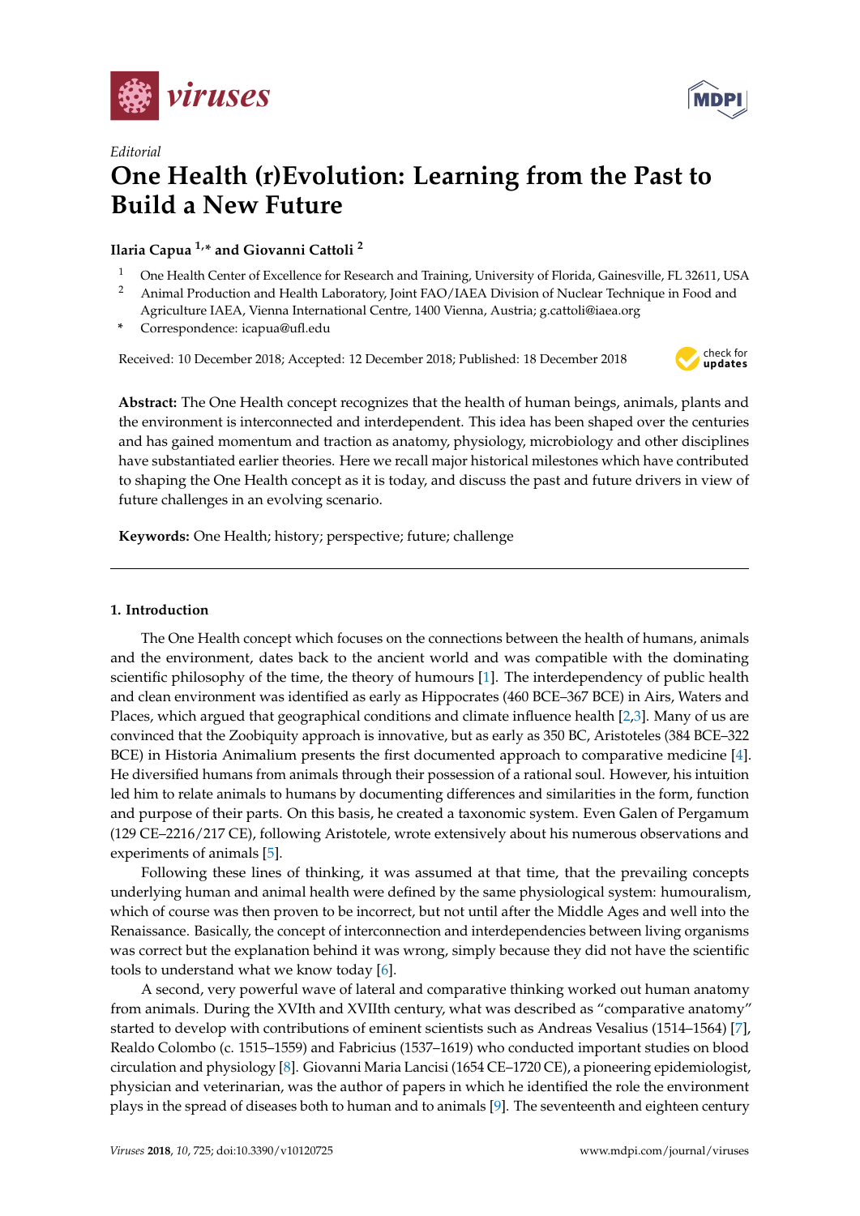*Editorial*

# One Health (r)Evolution: Learning from the Past to Build a New Future

**Ilaria Capua [1,*] and Giovanni Cattoli [2]**

[1] One Health Center of Excellence for Research and Training, University of Florida, Gainesville, FL 32611, USA
[2] Animal Production and Health Laboratory, Joint FAO/IAEA Division of Nuclear Technique in Food and Agriculture IAEA, Vienna International Centre, 1400 Vienna, Austria; g.cattoli@iaea.org
* Correspondence: icapua@ufl.edu

Received: 10 December 2018; Accepted: 12 December 2018; Published: 18 December 2018

**Abstract:** The One Health concept recognizes that the health of human beings, animals, plants and the environment is interconnected and interdependent. This idea has been shaped over the centuries and has gained momentum and traction as anatomy, physiology, microbiology and other disciplines have substantiated earlier theories. Here we recall major historical milestones which have contributed to shaping the One Health concept as it is today, and discuss the past and future drivers in view of future challenges in an evolving scenario.

**Keywords:** One Health; history; perspective; future; challenge

## 1. Introduction

The One Health concept which focuses on the connections between the health of humans, animals and the environment, dates back to the ancient world and was compatible with the dominating scientific philosophy of the time, the theory of humours [1]. The interdependency of public health and clean environment was identified as early as Hippocrates (460 BCE–367 BCE) in Airs, Waters and Places, which argued that geographical conditions and climate influence health [2,3]. Many of us are convinced that the Zoobiquity approach is innovative, but as early as 350 BC, Aristoteles (384 BCE–322 BCE) in Historia Animalium presents the first documented approach to comparative medicine [4]. He diversified humans from animals through their possession of a rational soul. However, his intuition led him to relate animals to humans by documenting differences and similarities in the form, function and purpose of their parts. On this basis, he created a taxonomic system. Even Galen of Pergamum (129 CE–2216/217 CE), following Aristotele, wrote extensively about his numerous observations and experiments of animals [5].

Following these lines of thinking, it was assumed at that time, that the prevailing concepts underlying human and animal health were defined by the same physiological system: humouralism, which of course was then proven to be incorrect, but not until after the Middle Ages and well into the Renaissance. Basically, the concept of interconnection and interdependencies between living organisms was correct but the explanation behind it was wrong, simply because they did not have the scientific tools to understand what we know today [6].

A second, very powerful wave of lateral and comparative thinking worked out human anatomy from animals. During the XVIth and XVIIth century, what was described as "comparative anatomy" started to develop with contributions of eminent scientists such as Andreas Vesalius (1514–1564) [7], Realdo Colombo (c. 1515–1559) and Fabricius (1537–1619) who conducted important studies on blood circulation and physiology [8]. Giovanni Maria Lancisi (1654 CE–1720 CE), a pioneering epidemiologist, physician and veterinarian, was the author of papers in which he identified the role the environment plays in the spread of diseases both to human and to animals [9]. The seventeenth and eighteen century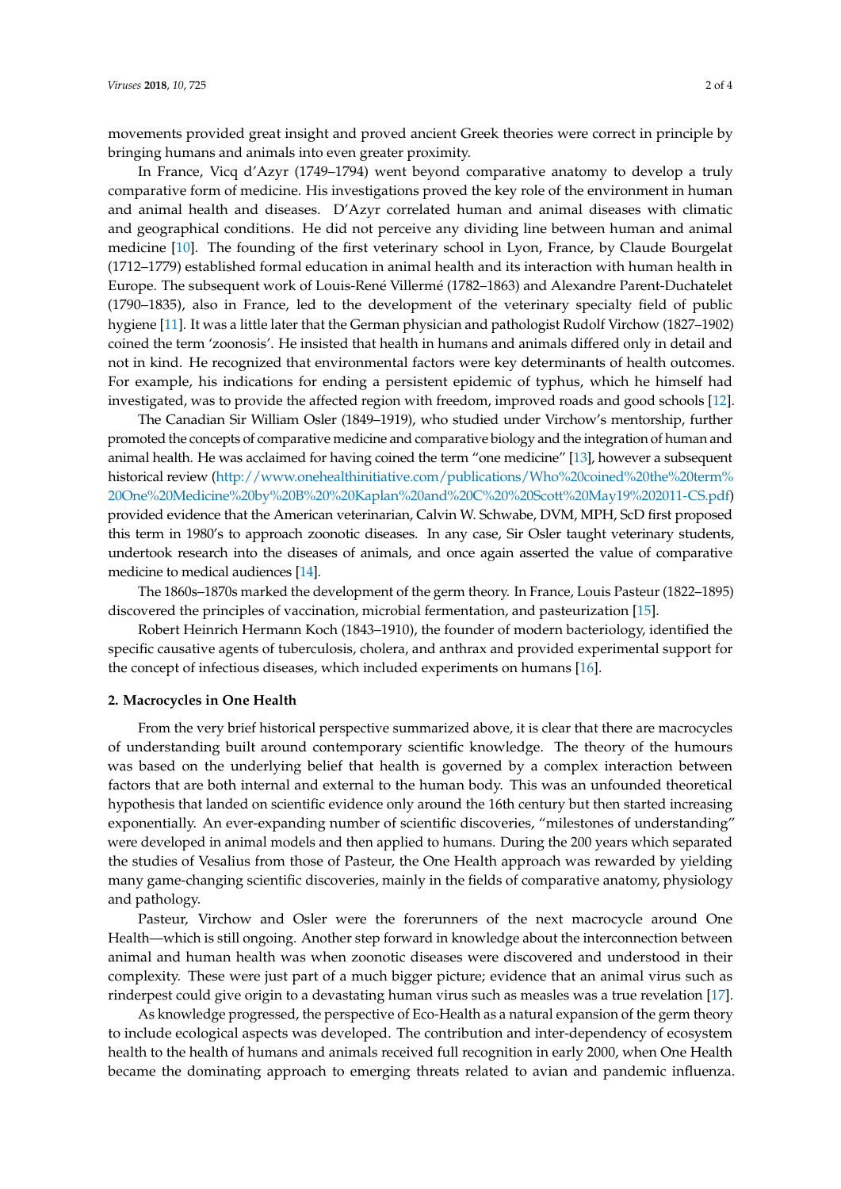movements provided great insight and proved ancient Greek theories were correct in principle by bringing humans and animals into even greater proximity.

In France, Vicq d'Azyr (1749–1794) went beyond comparative anatomy to develop a truly comparative form of medicine. His investigations proved the key role of the environment in human and animal health and diseases. D'Azyr correlated human and animal diseases with climatic and geographical conditions. He did not perceive any dividing line between human and animal medicine [10]. The founding of the first veterinary school in Lyon, France, by Claude Bourgelat (1712–1779) established formal education in animal health and its interaction with human health in Europe. The subsequent work of Louis-René Villermé (1782–1863) and Alexandre Parent-Duchatelet (1790–1835), also in France, led to the development of the veterinary specialty field of public hygiene [11]. It was a little later that the German physician and pathologist Rudolf Virchow (1827–1902) coined the term 'zoonosis'. He insisted that health in humans and animals differed only in detail and not in kind. He recognized that environmental factors were key determinants of health outcomes. For example, his indications for ending a persistent epidemic of typhus, which he himself had investigated, was to provide the affected region with freedom, improved roads and good schools [12].

The Canadian Sir William Osler (1849–1919), who studied under Virchow's mentorship, further promoted the concepts of comparative medicine and comparative biology and the integration of human and animal health. He was acclaimed for having coined the term "one medicine" [13], however a subsequent historical review (http://www.onehealthinitiative.com/publications/Who%20coined%20the%20term%20One%20Medicine%20by%20B%20%20Kaplan%20and%20C%20%20Scott%20May19%202011-CS.pdf) provided evidence that the American veterinarian, Calvin W. Schwabe, DVM, MPH, ScD first proposed this term in 1980's to approach zoonotic diseases. In any case, Sir Osler taught veterinary students, undertook research into the diseases of animals, and once again asserted the value of comparative medicine to medical audiences [14].

The 1860s–1870s marked the development of the germ theory. In France, Louis Pasteur (1822–1895) discovered the principles of vaccination, microbial fermentation, and pasteurization [15].

Robert Heinrich Hermann Koch (1843–1910), the founder of modern bacteriology, identified the specific causative agents of tuberculosis, cholera, and anthrax and provided experimental support for the concept of infectious diseases, which included experiments on humans [16].

## 2. Macrocycles in One Health

From the very brief historical perspective summarized above, it is clear that there are macrocycles of understanding built around contemporary scientific knowledge. The theory of the humours was based on the underlying belief that health is governed by a complex interaction between factors that are both internal and external to the human body. This was an unfounded theoretical hypothesis that landed on scientific evidence only around the 16th century but then started increasing exponentially. An ever-expanding number of scientific discoveries, "milestones of understanding" were developed in animal models and then applied to humans. During the 200 years which separated the studies of Vesalius from those of Pasteur, the One Health approach was rewarded by yielding many game-changing scientific discoveries, mainly in the fields of comparative anatomy, physiology and pathology.

Pasteur, Virchow and Osler were the forerunners of the next macrocycle around One Health—which is still ongoing. Another step forward in knowledge about the interconnection between animal and human health was when zoonotic diseases were discovered and understood in their complexity. These were just part of a much bigger picture; evidence that an animal virus such as rinderpest could give origin to a devastating human virus such as measles was a true revelation [17].

As knowledge progressed, the perspective of Eco-Health as a natural expansion of the germ theory to include ecological aspects was developed. The contribution and inter-dependency of ecosystem health to the health of humans and animals received full recognition in early 2000, when One Health became the dominating approach to emerging threats related to avian and pandemic influenza.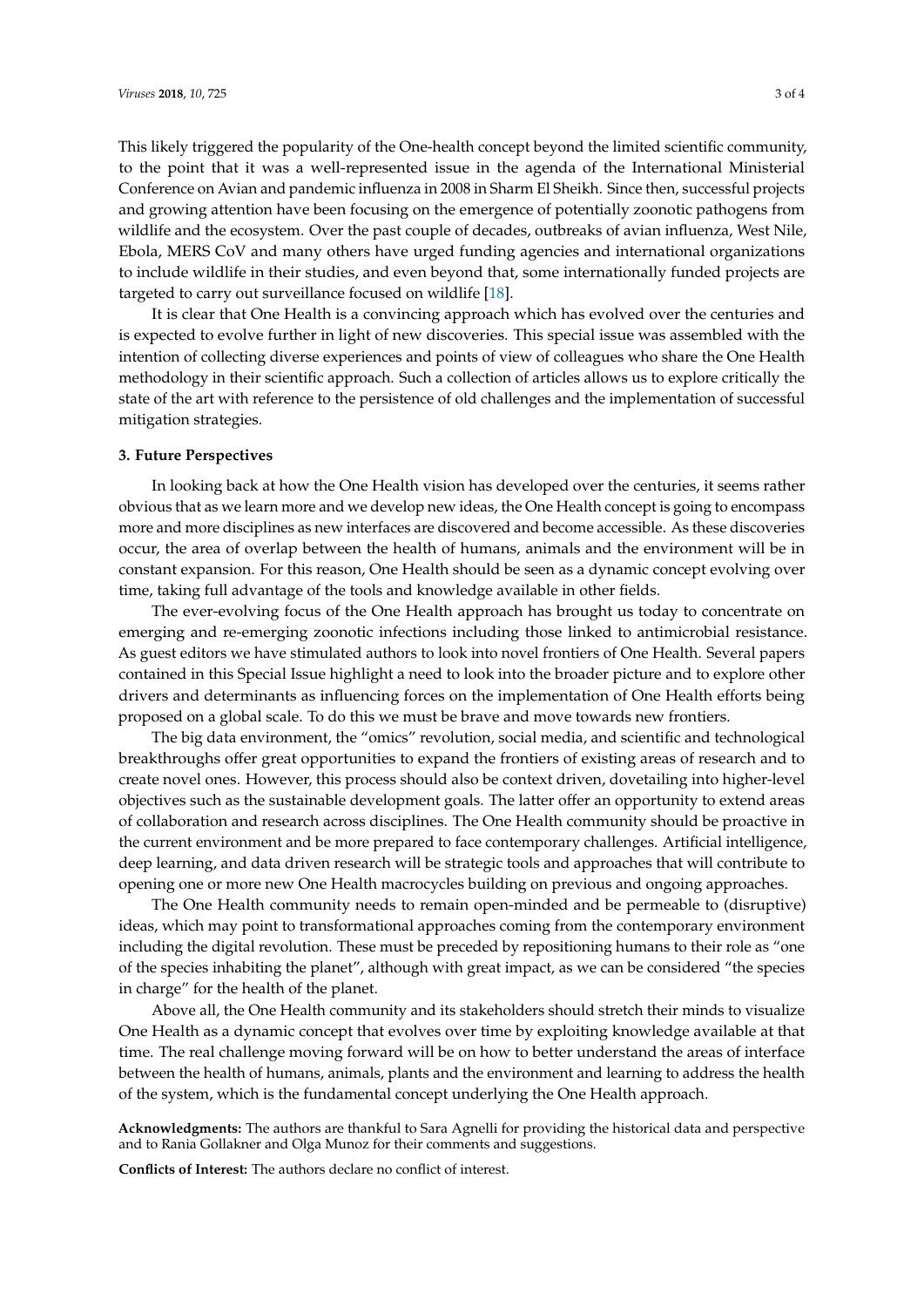This likely triggered the popularity of the One-health concept beyond the limited scientific community, to the point that it was a well-represented issue in the agenda of the International Ministerial Conference on Avian and pandemic influenza in 2008 in Sharm El Sheikh. Since then, successful projects and growing attention have been focusing on the emergence of potentially zoonotic pathogens from wildlife and the ecosystem. Over the past couple of decades, outbreaks of avian influenza, West Nile, Ebola, MERS CoV and many others have urged funding agencies and international organizations to include wildlife in their studies, and even beyond that, some internationally funded projects are targeted to carry out surveillance focused on wildlife [18].

It is clear that One Health is a convincing approach which has evolved over the centuries and is expected to evolve further in light of new discoveries. This special issue was assembled with the intention of collecting diverse experiences and points of view of colleagues who share the One Health methodology in their scientific approach. Such a collection of articles allows us to explore critically the state of the art with reference to the persistence of old challenges and the implementation of successful mitigation strategies.

## 3. Future Perspectives

In looking back at how the One Health vision has developed over the centuries, it seems rather obvious that as we learn more and we develop new ideas, the One Health concept is going to encompass more and more disciplines as new interfaces are discovered and become accessible. As these discoveries occur, the area of overlap between the health of humans, animals and the environment will be in constant expansion. For this reason, One Health should be seen as a dynamic concept evolving over time, taking full advantage of the tools and knowledge available in other fields.

The ever-evolving focus of the One Health approach has brought us today to concentrate on emerging and re-emerging zoonotic infections including those linked to antimicrobial resistance. As guest editors we have stimulated authors to look into novel frontiers of One Health. Several papers contained in this Special Issue highlight a need to look into the broader picture and to explore other drivers and determinants as influencing forces on the implementation of One Health efforts being proposed on a global scale. To do this we must be brave and move towards new frontiers.

The big data environment, the "omics" revolution, social media, and scientific and technological breakthroughs offer great opportunities to expand the frontiers of existing areas of research and to create novel ones. However, this process should also be context driven, dovetailing into higher-level objectives such as the sustainable development goals. The latter offer an opportunity to extend areas of collaboration and research across disciplines. The One Health community should be proactive in the current environment and be more prepared to face contemporary challenges. Artificial intelligence, deep learning, and data driven research will be strategic tools and approaches that will contribute to opening one or more new One Health macrocycles building on previous and ongoing approaches.

The One Health community needs to remain open-minded and be permeable to (disruptive) ideas, which may point to transformational approaches coming from the contemporary environment including the digital revolution. These must be preceded by repositioning humans to their role as "one of the species inhabiting the planet", although with great impact, as we can be considered "the species in charge" for the health of the planet.

Above all, the One Health community and its stakeholders should stretch their minds to visualize One Health as a dynamic concept that evolves over time by exploiting knowledge available at that time. The real challenge moving forward will be on how to better understand the areas of interface between the health of humans, animals, plants and the environment and learning to address the health of the system, which is the fundamental concept underlying the One Health approach.

**Acknowledgments:** The authors are thankful to Sara Agnelli for providing the historical data and perspective and to Rania Gollakner and Olga Munoz for their comments and suggestions.

**Conflicts of Interest:** The authors declare no conflict of interest.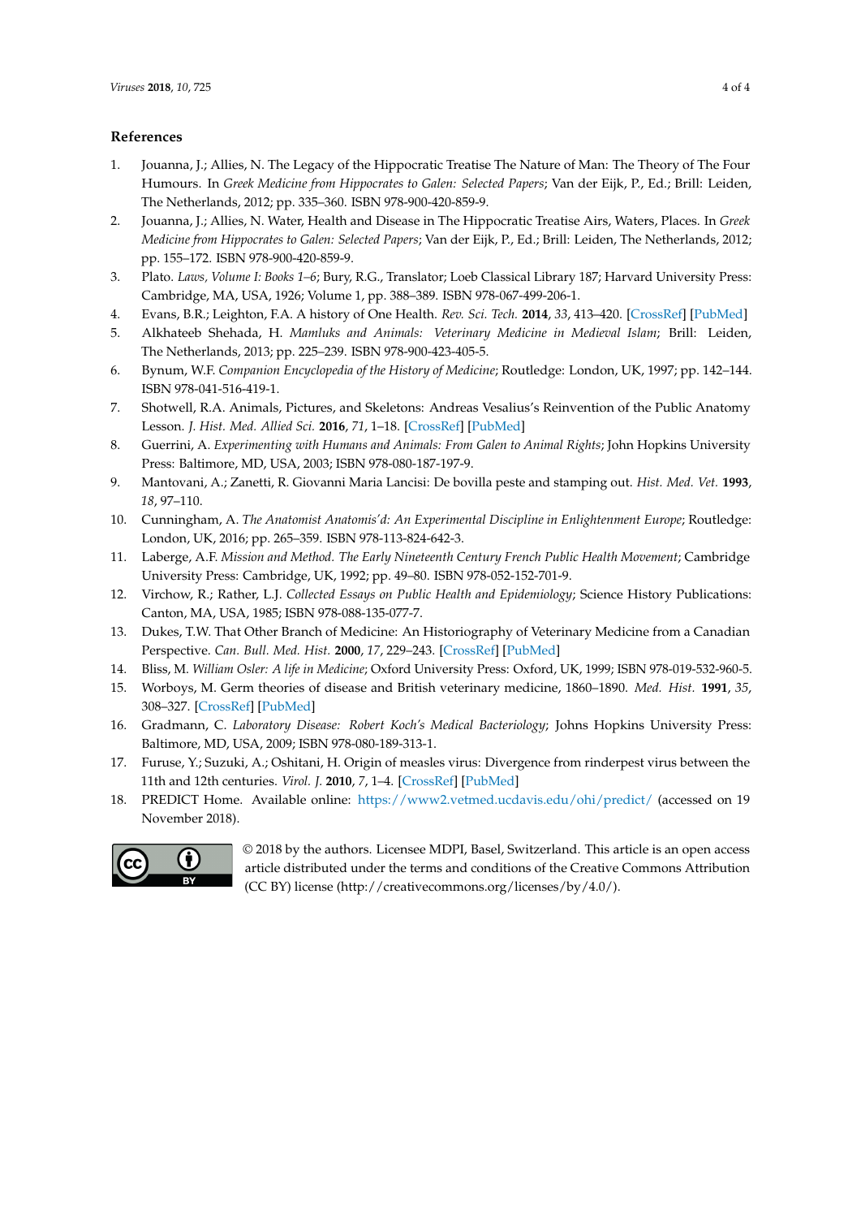## References

1. Jouanna, J.; Allies, N. The Legacy of the Hippocratic Treatise The Nature of Man: The Theory of The Four Humours. In *Greek Medicine from Hippocrates to Galen: Selected Papers*; Van der Eijk, P., Ed.; Brill: Leiden, The Netherlands, 2012; pp. 335–360. ISBN 978-900-420-859-9.
2. Jouanna, J.; Allies, N. Water, Health and Disease in The Hippocratic Treatise Airs, Waters, Places. In *Greek Medicine from Hippocrates to Galen: Selected Papers*; Van der Eijk, P., Ed.; Brill: Leiden, The Netherlands, 2012; pp. 155–172. ISBN 978-900-420-859-9.
3. Plato. *Laws, Volume I: Books 1–6*; Bury, R.G., Translator; Loeb Classical Library 187; Harvard University Press: Cambridge, MA, USA, 1926; Volume 1, pp. 388–389. ISBN 978-067-499-206-1.
4. Evans, B.R.; Leighton, F.A. A history of One Health. *Rev. Sci. Tech.* **2014**, *33*, 413–420. [CrossRef] [PubMed]
5. Alkhateeb Shehada, H. *Mamluks and Animals: Veterinary Medicine in Medieval Islam*; Brill: Leiden, The Netherlands, 2013; pp. 225–239. ISBN 978-900-423-405-5.
6. Bynum, W.F. *Companion Encyclopedia of the History of Medicine*; Routledge: London, UK, 1997; pp. 142–144. ISBN 978-041-516-419-1.
7. Shotwell, R.A. Animals, Pictures, and Skeletons: Andreas Vesalius's Reinvention of the Public Anatomy Lesson. *J. Hist. Med. Allied Sci.* **2016**, *71*, 1–18. [CrossRef] [PubMed]
8. Guerrini, A. *Experimenting with Humans and Animals: From Galen to Animal Rights*; John Hopkins University Press: Baltimore, MD, USA, 2003; ISBN 978-080-187-197-9.
9. Mantovani, A.; Zanetti, R. Giovanni Maria Lancisi: De bovilla peste and stamping out. *Hist. Med. Vet.* **1993**, *18*, 97–110.
10. Cunningham, A. *The Anatomist Anatomis'd: An Experimental Discipline in Enlightenment Europe*; Routledge: London, UK, 2016; pp. 265–359. ISBN 978-113-824-642-3.
11. Laberge, A.F. *Mission and Method. The Early Nineteenth Century French Public Health Movement*; Cambridge University Press: Cambridge, UK, 1992; pp. 49–80. ISBN 978-052-152-701-9.
12. Virchow, R.; Rather, L.J. *Collected Essays on Public Health and Epidemiology*; Science History Publications: Canton, MA, USA, 1985; ISBN 978-088-135-077-7.
13. Dukes, T.W. That Other Branch of Medicine: An Historiography of Veterinary Medicine from a Canadian Perspective. *Can. Bull. Med. Hist.* **2000**, *17*, 229–243. [CrossRef] [PubMed]
14. Bliss, M. *William Osler: A life in Medicine*; Oxford University Press: Oxford, UK, 1999; ISBN 978-019-532-960-5.
15. Worboys, M. Germ theories of disease and British veterinary medicine, 1860–1890. *Med. Hist.* **1991**, *35*, 308–327. [CrossRef] [PubMed]
16. Gradmann, C. *Laboratory Disease: Robert Koch's Medical Bacteriology*; Johns Hopkins University Press: Baltimore, MD, USA, 2009; ISBN 978-080-189-313-1.
17. Furuse, Y.; Suzuki, A.; Oshitani, H. Origin of measles virus: Divergence from rinderpest virus between the 11th and 12th centuries. *Virol. J.* **2010**, *7*, 1–4. [CrossRef] [PubMed]
18. PREDICT Home. Available online: https://www2.vetmed.ucdavis.edu/ohi/predict/ (accessed on 19 November 2018).

© 2018 by the authors. Licensee MDPI, Basel, Switzerland. This article is an open access article distributed under the terms and conditions of the Creative Commons Attribution (CC BY) license (http://creativecommons.org/licenses/by/4.0/).